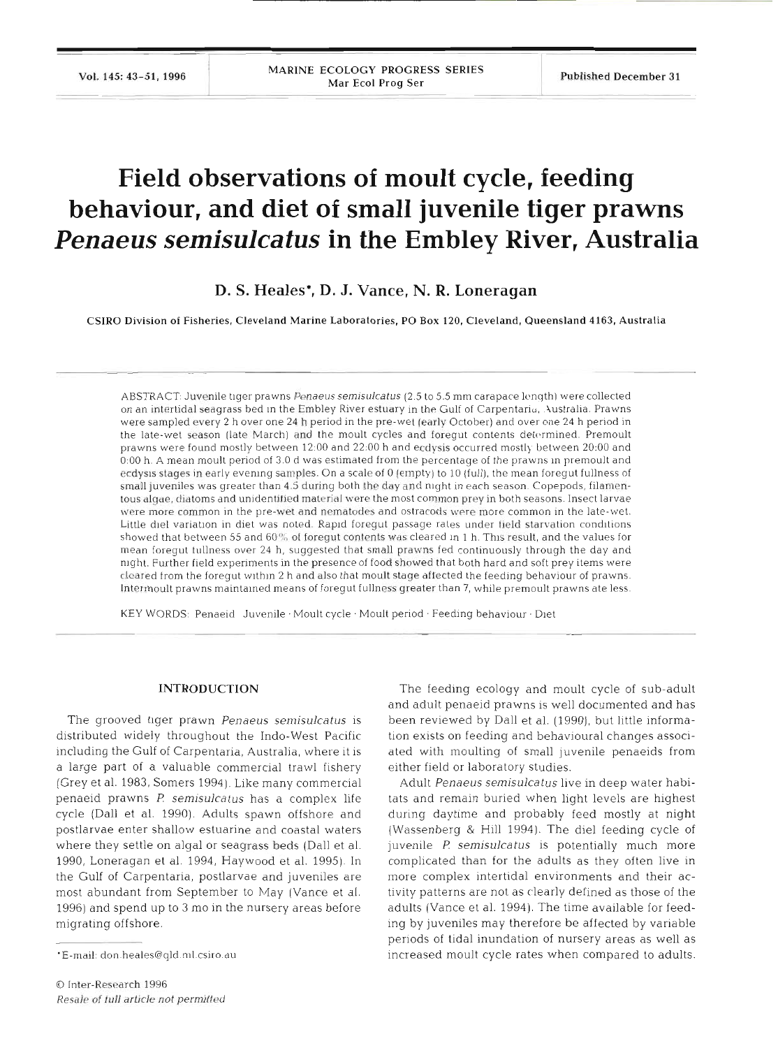# Field observations of moult cycle, feeding behaviour, and diet of small juvenile tiger prawns *Penaeus semisulcatus* in the Embley River, Australia

**D. S. Heales\*, D. J. Vance, N. R. Loneragan**

CSIRO Division of Fisheries, Cleveland Marine Laboratories, PO Box 120, Cleveland, Queensland 4163, Australia

ABSTRACT: Juvenile tiger prawns *Penaeus semisulcatus* (2.5 to 5.5 mm carapace length) were collected on an intertidal seagrass bed in the Embley River estuary in the Gulf of Carpentaria, Australia. Prawns were sampled every 2 h over one 24 h period in the pre-wet (early October) and over one 24 h period in the late-wet season (late March) and the moult cycles and foregut contents determined. Premoult prawns were found mostly between 12:00 and 22:00 h and ecdysis occurred mostly between 20:00 and 0:00 h. A mean moult period of 3.0 d was estimated from the percentage of the prawns in premoult and ecdysis stages in early evening samples. On a scale of 0 (empty) to 10 (full), the mean foregut fullness of small juveniles was greater than 4.5 during both the day and night in each season. Copepods, filamentous algae, diatoms and unidentified material were the most common prey in both seasons. Insect larvae were more common in the pre-wet and nematodes and ostracods were more common in the late-wet. Little diel variation in diet was noted. Rapid foregut passage rates under field starvation conditions showed that between 55 and 60% of foregut contents was cleared in 1 h. This result, and the values for mean foregut fullness over 24 h, suggested that small prawns fed continuously through the day and night. Further field experiments in the presence of food showed that both hard and soft prey items were cleared from the foregut within 2 h and also that moult stage affected the feeding behaviour of prawns. Intermoult prawns maintained means of foregut fullness greater than 7, while premoult prawns ate less.

KEY WORDS: Penaeid · Juvenile · Moult cycle · Moult period · Feeding behaviour · Diet

## INTRODUCTION

The grooved tiger prawn *Penaeus semisulcatus* is distributed widely throughout the Indo-West Pacific including the Gulf of Carpentaria, Australia, where it is a large part of a valuable commercial trawl fishery (Grey et al. 1983, Somers 1994). Like many commercial penaeid prawns *P. semisulcatus* has a complex life cycle (Dall et al. 1990). Adults spawn offshore and postlarvae enter shallow estuarine and coastal waters where they settle on algal or seagrass beds (Dall et al. 1990, Loneragan et al. 1994, Haywood et al. 1995). In the Gulf of Carpentaria, postlarvae and juveniles are most abundant from September to May (Vance et al. 1996) and spend up to 3 mo in the nursery areas before migrating offshore.

The feeding ecology and moult cycle of sub-adult and adult penaeid prawns is well documented and has been reviewed by Dall et al. (1990), but little information exists on feeding and behavioural changes associated with moulting of small juvenile penaeids from either field or laboratory studies.

Adult *Penaeus semisulcatus* live in deep water habitats and remain buried when light levels are highest during daytime and probably feed mostly at night (Wassenberg & Hill 1994). The diel feeding cycle of juvenile *P. semisulcatus* is potentially much more complicated than for the adults as they often live in more complex intertidal environments and their activity patterns are not as clearly defined as those of the adults (Vance et al. 1994). The time available for feeding by juveniles may therefore be affected by variable periods of tidal inundation of nursery areas as well as increased moult cycle rates when compared to adults.

\*E-mail: don.heales@qld.ml.csiro.au

© Inter-Research 1996
*Resale of full article not permitted*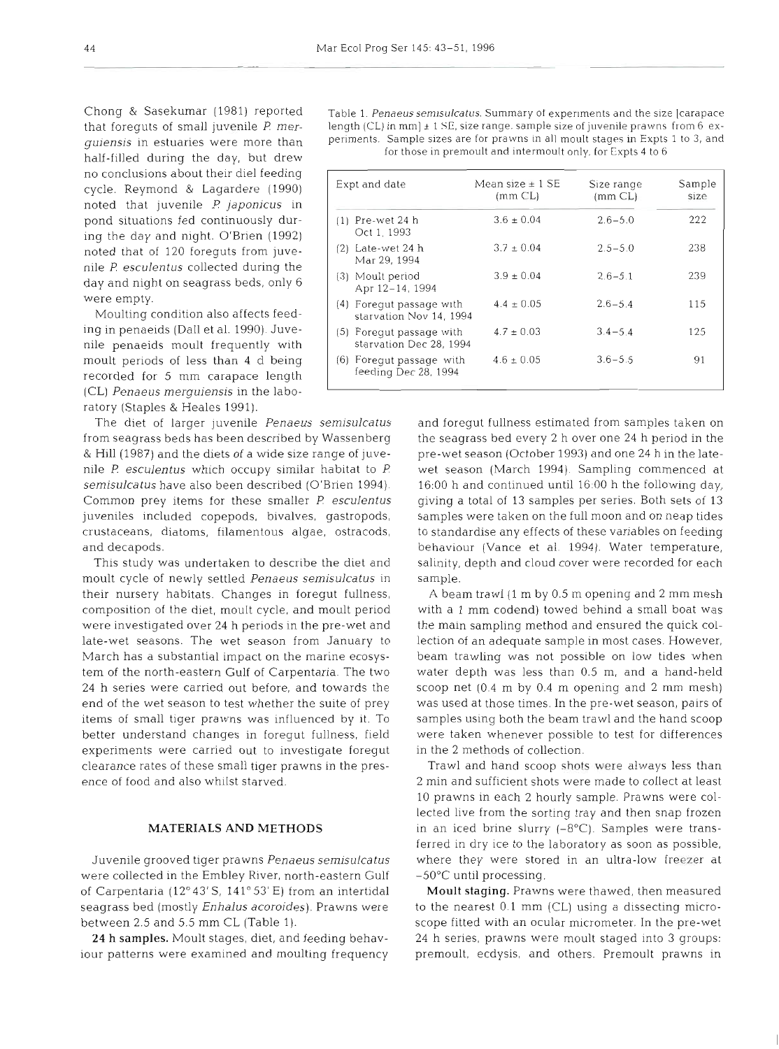Chong & Sasekumar (1981) reported that foreguts of small juvenile *P. merguiensis* in estuaries were more than half-filled during the day, but drew no conclusions about their diel feeding cycle. Reymond & Lagardere (1990) noted that juvenile *P. japonicus* in pond situations fed continuously during the day and night. O'Brien (1992) noted that of 120 foreguts from juvenile *P. esculentus* collected during the day and night on seagrass beds, only 6 were empty.

Moulting condition also affects feeding in penaeids (Dall et al. 1990). Juvenile penaeids moult frequently with moult periods of less than 4 d being recorded for 5 mm carapace length (CL) *Penaeus merguiensis* in the laboratory (Staples & Heales 1991).

Table 1. *Penaeus semisulcatus*. Summary of experiments and the size [carapace length (CL) in mm] ± 1 SE, size range, sample size of juvenile prawns from 6 experiments. Sample sizes are for prawns in all moult stages in Expts 1 to 3, and for those in premoult and intermoult only, for Expts 4 to 6

| Expt and date | Mean size ± 1 SE (mm CL) | Size range (mm CL) | Sample size |
|---|---|---|---|
| (1) Pre-wet 24 h Oct 1, 1993 | 3.6 ± 0.04 | 2.6–5.0 | 222 |
| (2) Late-wet 24 h Mar 29, 1994 | 3.7 ± 0.04 | 2.5–5.0 | 238 |
| (3) Moult period Apr 12–14, 1994 | 3.9 ± 0.04 | 2.6–5.1 | 239 |
| (4) Foregut passage with starvation Nov 14, 1994 | 4.4 ± 0.05 | 2.6–5.4 | 115 |
| (5) Foregut passage with starvation Dec 28, 1994 | 4.7 ± 0.03 | 3.4–5.4 | 125 |
| (6) Foregut passage with feeding Dec 28, 1994 | 4.6 ± 0.05 | 3.6–5.5 | 91 |

The diet of larger juvenile *Penaeus semisulcatus* from seagrass beds has been described by Wassenberg & Hill (1987) and the diets of a wide size range of juvenile *P. esculentus* which occupy similar habitat to *P. semisulcatus* have also been described (O'Brien 1994). Common prey items for these smaller *P. esculentus* juveniles included copepods, bivalves, gastropods, crustaceans, diatoms, filamentous algae, ostracods, and decapods.

This study was undertaken to describe the diet and moult cycle of newly settled *Penaeus semisulcatus* in their nursery habitats. Changes in foregut fullness, composition of the diet, moult cycle, and moult period were investigated over 24 h periods in the pre-wet and late-wet seasons. The wet season from January to March has a substantial impact on the marine ecosystem of the north-eastern Gulf of Carpentaria. The two 24 h series were carried out before, and towards the end of the wet season to test whether the suite of prey items of small tiger prawns was influenced by it. To better understand changes in foregut fullness, field experiments were carried out to investigate foregut clearance rates of these small tiger prawns in the presence of food and also whilst starved.

## MATERIALS AND METHODS

Juvenile grooved tiger prawns *Penaeus semisulcatus* were collected in the Embley River, north-eastern Gulf of Carpentaria (12° 43' S, 141° 53' E) from an intertidal seagrass bed (mostly *Enhalus acoroides*). Prawns were between 2.5 and 5.5 mm CL (Table 1).

**24 h samples.** Moult stages, diet, and feeding behaviour patterns were examined and moulting frequency and foregut fullness estimated from samples taken on the seagrass bed every 2 h over one 24 h period in the pre-wet season (October 1993) and one 24 h in the late-wet season (March 1994). Sampling commenced at 16:00 h and continued until 16:00 h the following day, giving a total of 13 samples per series. Both sets of 13 samples were taken on the full moon and on neap tides to standardise any effects of these variables on feeding behaviour (Vance et al. 1994). Water temperature, salinity, depth and cloud cover were recorded for each sample.

A beam trawl (1 m by 0.5 m opening and 2 mm mesh with a 1 mm codend) towed behind a small boat was the main sampling method and ensured the quick collection of an adequate sample in most cases. However, beam trawling was not possible on low tides when water depth was less than 0.5 m, and a hand-held scoop net (0.4 m by 0.4 m opening and 2 mm mesh) was used at those times. In the pre-wet season, pairs of samples using both the beam trawl and the hand scoop were taken whenever possible to test for differences in the 2 methods of collection.

Trawl and hand scoop shots were always less than 2 min and sufficient shots were made to collect at least 10 prawns in each 2 hourly sample. Prawns were collected live from the sorting tray and then snap frozen in an iced brine slurry (−8°C). Samples were transferred in dry ice to the laboratory as soon as possible, where they were stored in an ultra-low freezer at −50°C until processing.

**Moult staging.** Prawns were thawed, then measured to the nearest 0.1 mm (CL) using a dissecting microscope fitted with an ocular micrometer. In the pre-wet 24 h series, prawns were moult staged into 3 groups: premoult, ecdysis, and others. Premoult prawns in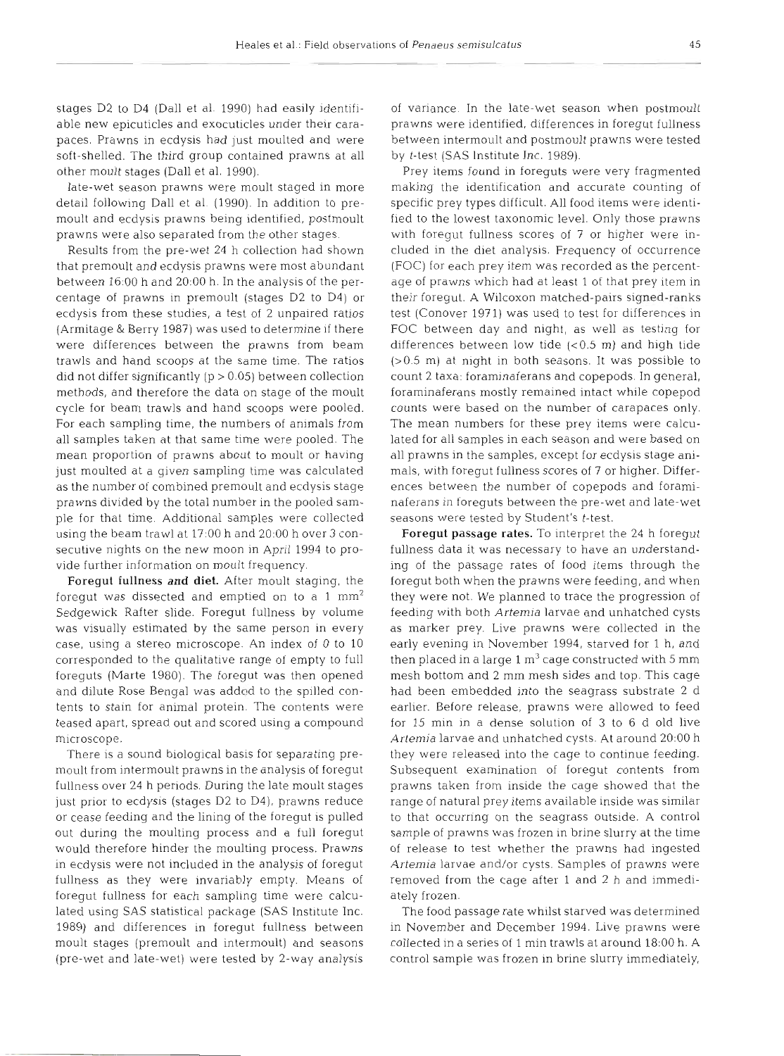stages D2 to D4 (Dall et al. 1990) had easily identifiable new epicuticles and exocuticles under their carapaces. Prawns in ecdysis had just moulted and were soft-shelled. The third group contained prawns at all other moult stages (Dall et al. 1990).

Late-wet season prawns were moult staged in more detail following Dall et al. (1990). In addition to premoult and ecdysis prawns being identified, postmoult prawns were also separated from the other stages.

Results from the pre-wet 24 h collection had shown that premoult and ecdysis prawns were most abundant between 16:00 h and 20:00 h. In the analysis of the percentage of prawns in premoult (stages D2 to D4) or ecdysis from these studies, a test of 2 unpaired ratios (Armitage & Berry 1987) was used to determine if there were differences between the prawns from beam trawls and hand scoops at the same time. The ratios did not differ significantly ($p > 0.05$) between collection methods, and therefore the data on stage of the moult cycle for beam trawls and hand scoops were pooled. For each sampling time, the numbers of animals from all samples taken at that same time were pooled. The mean proportion of prawns about to moult or having just moulted at a given sampling time was calculated as the number of combined premoult and ecdysis stage prawns divided by the total number in the pooled sample for that time. Additional samples were collected using the beam trawl at 17:00 h and 20:00 h over 3 consecutive nights on the new moon in April 1994 to provide further information on moult frequency.

**Foregut fullness and diet.** After moult staging, the foregut was dissected and emptied on to a 1 $mm^2$ Sedgewick Rafter slide. Foregut fullness by volume was visually estimated by the same person in every case, using a stereo microscope. An index of 0 to 10 corresponded to the qualitative range of empty to full foreguts (Marte 1980). The foregut was then opened and dilute Rose Bengal was added to the spilled contents to stain for animal protein. The contents were teased apart, spread out and scored using a compound microscope.

There is a sound biological basis for separating premoult from intermoult prawns in the analysis of foregut fullness over 24 h periods. During the late moult stages just prior to ecdysis (stages D2 to D4), prawns reduce or cease feeding and the lining of the foregut is pulled out during the moulting process and a full foregut would therefore hinder the moulting process. Prawns in ecdysis were not included in the analysis of foregut fullness as they were invariably empty. Means of foregut fullness for each sampling time were calculated using SAS statistical package (SAS Institute Inc. 1989) and differences in foregut fullness between moult stages (premoult and intermoult) and seasons (pre-wet and late-wet) were tested by 2-way analysis of variance. In the late-wet season when postmoult prawns were identified, differences in foregut fullness between intermoult and postmoult prawns were tested by *t*-test (SAS Institute Inc. 1989).

Prey items found in foreguts were very fragmented making the identification and accurate counting of specific prey types difficult. All food items were identified to the lowest taxonomic level. Only those prawns with foregut fullness scores of 7 or higher were included in the diet analysis. Frequency of occurrence (FOC) for each prey item was recorded as the percentage of prawns which had at least 1 of that prey item in their foregut. A Wilcoxon matched-pairs signed-ranks test (Conover 1971) was used to test for differences in FOC between day and night, as well as testing for differences between low tide (<0.5 m) and high tide (>0.5 m) at night in both seasons. It was possible to count 2 taxa: foraminaferans and copepods. In general, foraminaferans mostly remained intact while copepod counts were based on the number of carapaces only. The mean numbers for these prey items were calculated for all samples in each season and were based on all prawns in the samples, except for ecdysis stage animals, with foregut fullness scores of 7 or higher. Differences between the number of copepods and foraminaferans in foreguts between the pre-wet and late-wet seasons were tested by Student's *t*-test.

**Foregut passage rates.** To interpret the 24 h foregut fullness data it was necessary to have an understanding of the passage rates of food items through the foregut both when the prawns were feeding, and when they were not. We planned to trace the progression of feeding with both *Artemia* larvae and unhatched cysts as marker prey. Live prawns were collected in the early evening in November 1994, starved for 1 h, and then placed in a large 1 $m^3$ cage constructed with 5 mm mesh bottom and 2 mm mesh sides and top. This cage had been embedded into the seagrass substrate 2 d earlier. Before release, prawns were allowed to feed for 15 min in a dense solution of 3 to 6 d old live *Artemia* larvae and unhatched cysts. At around 20:00 h they were released into the cage to continue feeding. Subsequent examination of foregut contents from prawns taken from inside the cage showed that the range of natural prey items available inside was similar to that occurring on the seagrass outside. A control sample of prawns was frozen in brine slurry at the time of release to test whether the prawns had ingested *Artemia* larvae and/or cysts. Samples of prawns were removed from the cage after 1 and 2 h and immediately frozen.

The food passage rate whilst starved was determined in November and December 1994. Live prawns were collected in a series of 1 min trawls at around 18:00 h. A control sample was frozen in brine slurry immediately,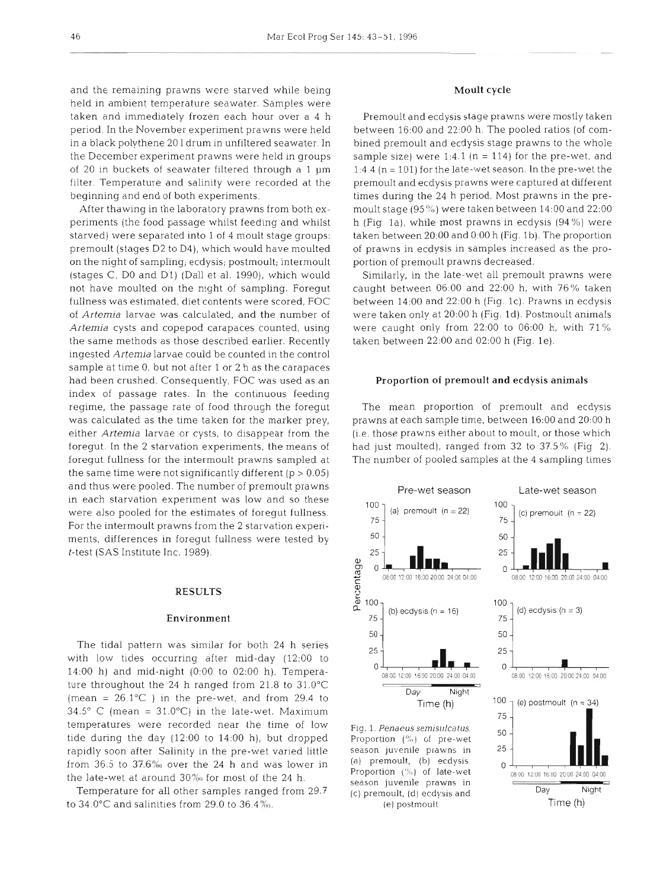and the remaining prawns were starved while being held in ambient temperature seawater. Samples were taken and immediately frozen each hour over a 4 h period. In the November experiment prawns were held in a black polythene 20 l drum in unfiltered seawater. In the December experiment prawns were held in groups of 20 in buckets of seawater filtered through a 1 µm filter. Temperature and salinity were recorded at the beginning and end of both experiments.

After thawing in the laboratory prawns from both experiments (the food passage whilst feeding and whilst starved) were separated into 1 of 4 moult stage groups: premoult (stages D2 to D4), which would have moulted on the night of sampling; ecdysis; postmoult; intermoult (stages C, D0 and D1) (Dall et al. 1990), which would not have moulted on the night of sampling. Foregut fullness was estimated, diet contents were scored, FOC of *Artemia* larvae was calculated, and the number of *Artemia* cysts and copepod carapaces counted, using the same methods as those described earlier. Recently ingested *Artemia* larvae could be counted in the control sample at time 0, but not after 1 or 2 h as the carapaces had been crushed. Consequently, FOC was used as an index of passage rates. In the continuous feeding regime, the passage rate of food through the foregut was calculated as the time taken for the marker prey, either *Artemia* larvae or cysts, to disappear from the foregut. In the 2 starvation experiments, the means of foregut fullness for the intermoult prawns sampled at the same time were not significantly different ($p > 0.05$) and thus were pooled. The number of premoult prawns in each starvation experiment was low and so these were also pooled for the estimates of foregut fullness. For the intermoult prawns from the 2 starvation experiments, differences in foregut fullness were tested by *t*-test (SAS Institute Inc. 1989).

## RESULTS

### Environment

The tidal pattern was similar for both 24 h series with low tides occurring after mid-day (12:00 to 14:00 h) and mid-night (0:00 to 02:00 h). Temperature throughout the 24 h ranged from 21.8 to 31.0°C (mean = 26.1°C ) in the pre-wet, and from 29.4 to 34.5° C (mean = 31.0°C) in the late-wet. Maximum temperatures were recorded near the time of low tide during the day (12:00 to 14:00 h), but dropped rapidly soon after. Salinity in the pre-wet varied little from 36.5 to 37.6‰ over the 24 h and was lower in the late-wet at around 30‰ for most of the 24 h.

Temperature for all other samples ranged from 29.7 to 34.0°C and salinities from 29.0 to 36.4‰.

### Moult cycle

Premoult and ecdysis stage prawns were mostly taken between 16:00 and 22:00 h. The pooled ratios (of combined premoult and ecdysis stage prawns to the whole sample size) were 1:4.1 (n = 114) for the pre-wet, and 1:4.4 (n = 101) for the late-wet season. In the pre-wet the premoult and ecdysis prawns were captured at different times during the 24 h period. Most prawns in the premoult stage (95%) were taken between 14:00 and 22:00 h (Fig. 1a), while most prawns in ecdysis (94%) were taken between 20:00 and 0:00 h (Fig. 1b). The proportion of prawns in ecdysis in samples increased as the proportion of premoult prawns decreased.

Similarly, in the late-wet all premoult prawns were caught between 06:00 and 22:00 h, with 76% taken between 14:00 and 22:00 h (Fig. 1c). Prawns in ecdysis were taken only at 20:00 h (Fig. 1d). Postmoult animals were caught only from 22:00 to 06:00 h, with 71% taken between 22:00 and 02:00 h (Fig. 1e).

### Proportion of premoult and ecdysis animals

The mean proportion of premoult and ecdysis prawns at each sample time, between 16:00 and 20:00 h (i.e. those prawns either about to moult, or those which had just moulted), ranged from 32 to 37.5% (Fig. 2). The number of pooled samples at the 4 sampling times

Fig. 1. *Penaeus semisulcatus.* Proportion (%) of pre-wet season juvenile prawns in (a) premoult, (b) ecdysis. Proportion (%) of late-wet season juvenile prawns in (c) premoult, (d) ecdysis and (e) postmoult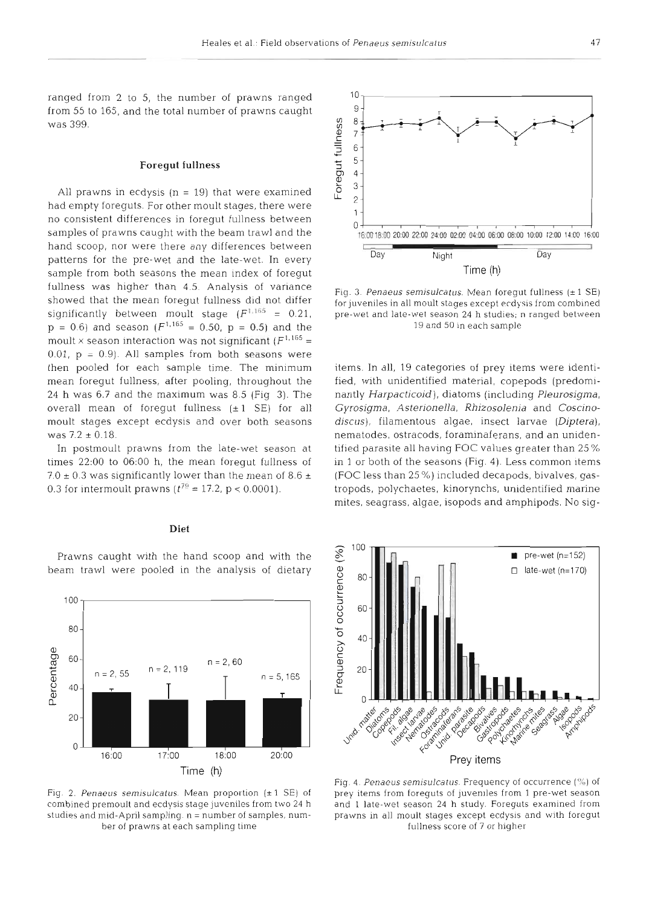ranged from 2 to 5, the number of prawns ranged from 55 to 165, and the total number of prawns caught was 399.

### Foregut fullness

All prawns in ecdysis (n = 19) that were examined had empty foreguts. For other moult stages, there were no consistent differences in foregut fullness between samples of prawns caught with the beam trawl and the hand scoop, nor were there any differences between patterns for the pre-wet and the late-wet. In every sample from both seasons the mean index of foregut fullness was higher than 4.5. Analysis of variance showed that the mean foregut fullness did not differ significantly between moult stage ($F^{1,165}$ = 0.21, p = 0.6) and season ($F^{1,165}$ = 0.50, p = 0.5) and the moult × season interaction was not significant ($F^{1,165}$ = 0.01, p = 0.9). All samples from both seasons were then pooled for each sample time. The minimum mean foregut fullness, after pooling, throughout the 24 h was 6.7 and the maximum was 8.5 (Fig 3). The overall mean of foregut fullness (± 1 SE) for all moult stages except ecdysis and over both seasons was 7.2 ± 0.18.

In postmoult prawns from the late-wet season at times 22:00 to 06:00 h, the mean foregut fullness of 7.0 ± 0.3 was significantly lower than the mean of 8.6 ± 0.3 for intermoult prawns ($t^{79}$ = 17.2, p < 0.0001).

Fig. 3. *Penaeus semisulcatus*. Mean foregut fullness (± 1 SE) for juveniles in all moult stages except ecdysis from combined pre-wet and late-wet season 24 h studies; n ranged between 19 and 50 in each sample

### Diet

Prawns caught with the hand scoop and with the beam trawl were pooled in the analysis of dietary items. In all, 19 categories of prey items were identified, with unidentified material, copepods (predominantly *Harpacticoid*), diatoms (including *Pleurosigma*, *Gyrosigma*, *Asterionella*, *Rhizosolenia* and *Coscinodiscus*), filamentous algae, insect larvae (*Diptera*), nematodes, ostracods, foraminaferans, and an unidentified parasite all having FOC values greater than 25% in 1 or both of the seasons (Fig. 4). Less common items (FOC less than 25%) included decapods, bivalves, gastropods, polychaetes, kinorynchs, unidentified marine mites, seagrass, algae, isopods and amphipods. No sig-

Fig. 2. *Penaeus semisulcatus*. Mean proportion (± 1 SE) of combined premoult and ecdysis stage juveniles from two 24 h studies and mid-April sampling. n = number of samples, number of prawns at each sampling time

Fig. 4. *Penaeus semisulcatus*. Frequency of occurrence (%) of prey items from foreguts of juveniles from 1 pre-wet season and 1 late-wet season 24 h study. Foreguts examined from prawns in all moult stages except ecdysis and with foregut fullness score of 7 or higher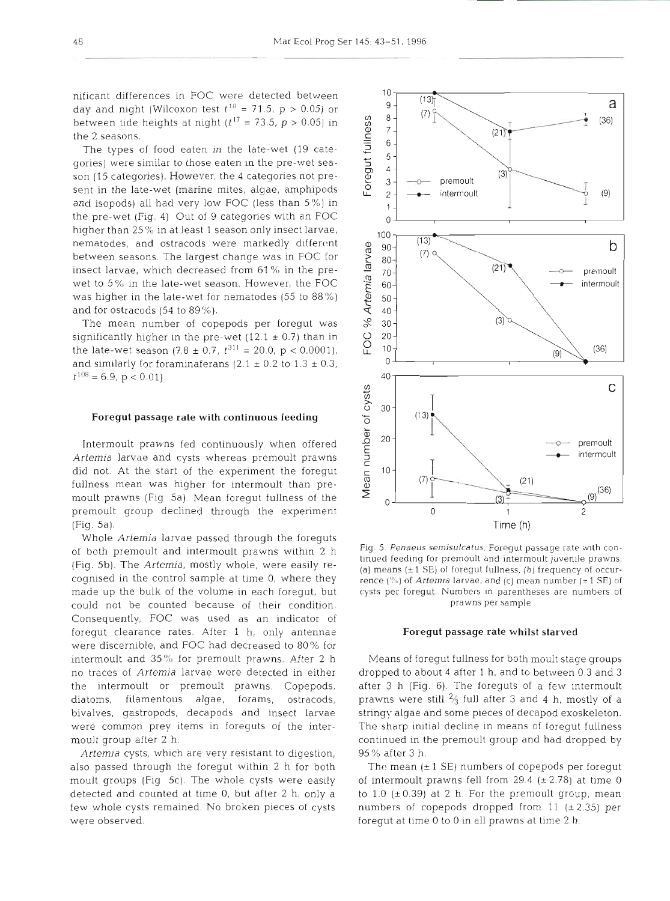nificant differences in FOC were detected between day and night (Wilcoxon test $t^{18} = 71.5$, $p > 0.05$) or between tide heights at night ($t^{17} = 73.5$, $p > 0.05$) in the 2 seasons.

The types of food eaten in the late-wet (19 categories) were similar to those eaten in the pre-wet season (15 categories). However, the 4 categories not present in the late-wet (marine mites, algae, amphipods and isopods) all had very low FOC (less than 5%) in the pre-wet (Fig. 4). Out of 9 categories with an FOC higher than 25% in at least 1 season only insect larvae, nematodes, and ostracods were markedly different between seasons. The largest change was in FOC for insect larvae, which decreased from 61% in the pre-wet to 5% in the late-wet season. However, the FOC was higher in the late-wet for nematodes (55 to 88%) and for ostracods (54 to 89%).

The mean number of copepods per foregut was significantly higher in the pre-wet (12.1 ± 0.7) than in the late-wet season (7.8 ± 0.7, $t^{311} = 20.0$, $p < 0.0001$), and similarly for foraminaferans (2.1 ± 0.2 to 1.3 ± 0.3, $t^{108} = 6.9$, $p < 0.01$).

### Foregut passage rate with continuous feeding

Intermoult prawns fed continuously when offered *Artemia* larvae and cysts whereas premoult prawns did not. At the start of the experiment the foregut fullness mean was higher for intermoult than premoult prawns (Fig. 5a). Mean foregut fullness of the premoult group declined through the experiment (Fig. 5a).

Whole *Artemia* larvae passed through the foreguts of both premoult and intermoult prawns within 2 h (Fig. 5b). The *Artemia*, mostly whole, were easily recognised in the control sample at time 0, where they made up the bulk of the volume in each foregut, but could not be counted because of their condition. Consequently, FOC was used as an indicator of foregut clearance rates. After 1 h, only antennae were discernible, and FOC had decreased to 80% for intermoult and 35% for premoult prawns. After 2 h no traces of *Artemia* larvae were detected in either the intermoult or premoult prawns. Copepods, diatoms, filamentous algae, forams, ostracods, bivalves, gastropods, decapods and insect larvae were common prey items in foreguts of the intermoult group after 2 h.

*Artemia* cysts, which are very resistant to digestion, also passed through the foregut within 2 h for both moult groups (Fig. 5c). The whole cysts were easily detected and counted at time 0, but after 2 h, only a few whole cysts remained. No broken pieces of cysts were observed.

Fig. 5. *Penaeus semisulcatus*. Foregut passage rate with continued feeding for premoult and intermoult juvenile prawns: (a) means (± 1 SE) of foregut fullness, (b) frequency of occurrence (%) of *Artemia* larvae, and (c) mean number (± 1 SE) of cysts per foregut. Numbers in parentheses are numbers of prawns per sample

### Foregut passage rate whilst starved

Means of foregut fullness for both moult stage groups dropped to about 4 after 1 h, and to between 0.3 and 3 after 3 h (Fig. 6). The foreguts of a few intermoult prawns were still ⅔ full after 3 and 4 h, mostly of a stringy algae and some pieces of decapod exoskeleton. The sharp initial decline in means of foregut fullness continued in the premoult group and had dropped by 95% after 3 h.

The mean (± 1 SE) numbers of copepods per foregut of intermoult prawns fell from 29.4 (± 2.78) at time 0 to 1.0 (± 0.39) at 2 h. For the premoult group, mean numbers of copepods dropped from 11 (± 2.35) per foregut at time 0 to 0 in all prawns at time 2 h.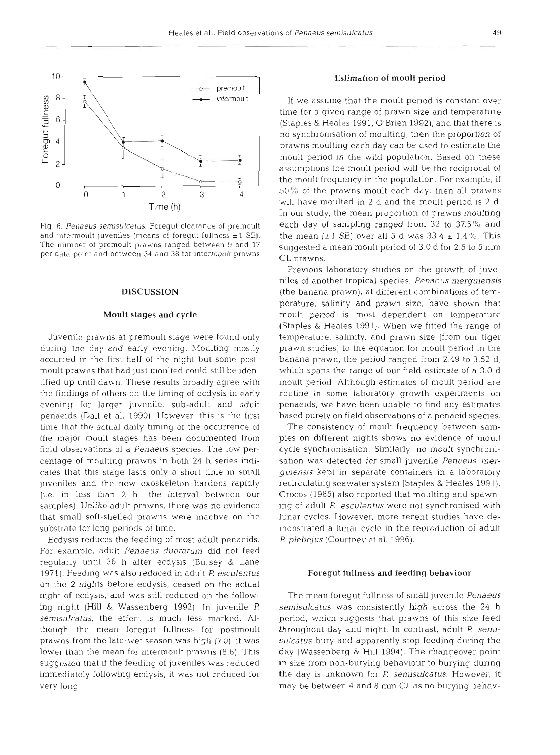Fig. 6. *Penaeus semisulcatus*. Foregut clearance of premoult and intermoult juveniles (means of foregut fullness ± 1 SE). The number of premoult prawns ranged between 9 and 17 per data point and between 34 and 38 for intermoult prawns

## DISCUSSION

### Moult stages and cycle

Juvenile prawns at premoult stage were found only during the day and early evening. Moulting mostly occurred in the first half of the night but some postmoult prawns that had just moulted could still be identified up until dawn. These results broadly agree with the findings of others on the timing of ecdysis in early evening for larger juvenile, sub-adult and adult penaeids (Dall et al. 1990). However, this is the first time that the actual daily timing of the occurrence of the major moult stages has been documented from field observations of a *Penaeus* species. The low percentage of moulting prawns in both 24 h series indicates that this stage lasts only a short time in small juveniles and the new exoskeleton hardens rapidly (i.e. in less than 2 h—the interval between our samples). Unlike adult prawns, there was no evidence that small soft-shelled prawns were inactive on the substrate for long periods of time.

Ecdysis reduces the feeding of most adult penaeids. For example, adult *Penaeus duorarum* did not feed regularly until 36 h after ecdysis (Bursey & Lane 1971). Feeding was also reduced in adult *P. esculentus* on the 2 nights before ecdysis, ceased on the actual night of ecdysis, and was still reduced on the following night (Hill & Wassenberg 1992). In juvenile *P. semisulcatus*, the effect is much less marked. Although the mean foregut fullness for postmoult prawns from the late-wet season was high (7.0), it was lower than the mean for intermoult prawns (8.6). This suggested that if the feeding of juveniles was reduced immediately following ecdysis, it was not reduced for very long

### Estimation of moult period

If we assume that the moult period is constant over time for a given range of prawn size and temperature (Staples & Heales 1991, O'Brien 1992), and that there is no synchronisation of moulting, then the proportion of prawns moulting each day can be used to estimate the moult period in the wild population. Based on these assumptions the moult period will be the reciprocal of the moult frequency in the population. For example, if 50% of the prawns moult each day, then all prawns will have moulted in 2 d and the moult period is 2 d. In our study, the mean proportion of prawns moulting each day of sampling ranged from 32 to 37.5% and the mean (± 1 SE) over all 5 d was 33.4 ± 1.4%. This suggested a mean moult period of 3.0 d for 2.5 to 5 mm CL prawns.

Previous laboratory studies on the growth of juveniles of another tropical species, *Penaeus merguiensis* (the banana prawn), at different combinations of temperature, salinity and prawn size, have shown that moult period is most dependent on temperature (Staples & Heales 1991). When we fitted the range of temperature, salinity, and prawn size (from our tiger prawn studies) to the equation for moult period in the banana prawn, the period ranged from 2.49 to 3.52 d, which spans the range of our field estimate of a 3.0 d moult period. Although estimates of moult period are routine in some laboratory growth experiments on penaeids, we have been unable to find any estimates based purely on field observations of a penaeid species.

The consistency of moult frequency between samples on different nights shows no evidence of moult cycle synchronisation. Similarly, no moult synchronisation was detected for small juvenile *Penaeus merguiensis* kept in separate containers in a laboratory recirculating seawater system (Staples & Heales 1991). Crocos (1985) also reported that moulting and spawning of adult *P. esculentus* were not synchronised with lunar cycles. However, more recent studies have demonstrated a lunar cycle in the reproduction of adult *P. plebejus* (Courtney et al. 1996).

### Foregut fullness and feeding behaviour

The mean foregut fullness of small juvenile *Penaeus semisulcatus* was consistently high across the 24 h period, which suggests that prawns of this size feed throughout day and night. In contrast, adult *P. semisulcatus* bury and apparently stop feeding during the day (Wassenberg & Hill 1994). The changeover point in size from non-burying behaviour to burying during the day is unknown for *P. semisulcatus*. However, it may be between 4 and 8 mm CL as no burying behav-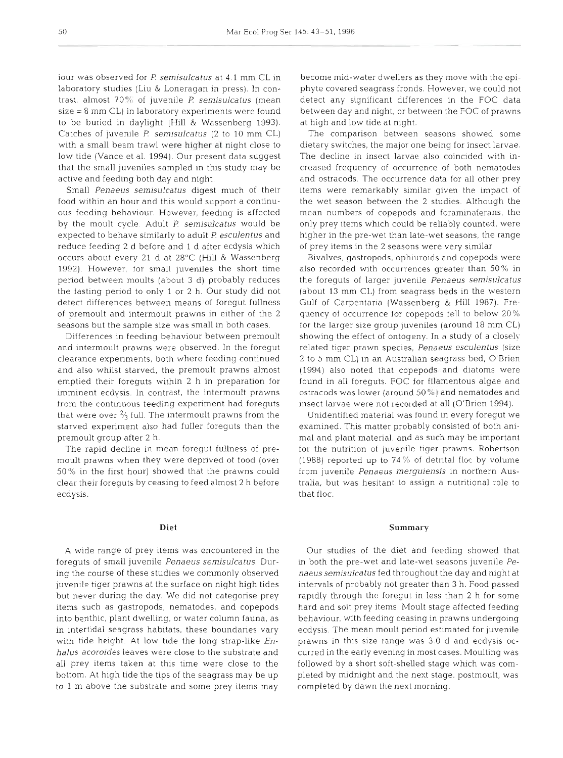iour was observed for *P. semisulcatus* at 4.1 mm CL in laboratory studies (Liu & Loneragan in press). In contrast, almost 70% of juvenile *P. semisulcatus* (mean size = 8 mm CL) in laboratory experiments were found to be buried in daylight (Hill & Wassenberg 1993). Catches of juvenile *P. semisulcatus* (2 to 10 mm CL) with a small beam trawl were higher at night close to low tide (Vance et al. 1994). Our present data suggest that the small juveniles sampled in this study may be active and feeding both day and night.

Small *Penaeus semisulcatus* digest much of their food within an hour and this would support a continuous feeding behaviour. However, feeding is affected by the moult cycle. Adult *P. semisulcatus* would be expected to behave similarly to adult *P. esculentus* and reduce feeding 2 d before and 1 d after ecdysis which occurs about every 21 d at 28°C (Hill & Wassenberg 1992). However, for small juveniles the short time period between moults (about 3 d) probably reduces the fasting period to only 1 or 2 h. Our study did not detect differences between means of foregut fullness of premoult and intermoult prawns in either of the 2 seasons but the sample size was small in both cases.

Differences in feeding behaviour between premoult and intermoult prawns were observed. In the foregut clearance experiments, both where feeding continued and also whilst starved, the premoult prawns almost emptied their foreguts within 2 h in preparation for imminent ecdysis. In contrast, the intermoult prawns from the continuous feeding experiment had foreguts that were over ⅔ full. The intermoult prawns from the starved experiment also had fuller foreguts than the premoult group after 2 h.

The rapid decline in mean foregut fullness of premoult prawns when they were deprived of food (over 50% in the first hour) showed that the prawns could clear their foreguts by ceasing to feed almost 2 h before ecdysis.

## Diet

A wide range of prey items was encountered in the foreguts of small juvenile *Penaeus semisulcatus*. During the course of these studies we commonly observed juvenile tiger prawns at the surface on night high tides but never during the day. We did not categorise prey items such as gastropods, nematodes, and copepods into benthic, plant dwelling, or water column fauna, as in intertidal seagrass habitats, these boundaries vary with tide height. At low tide the long strap-like *Enhalus acoroides* leaves were close to the substrate and all prey items taken at this time were close to the bottom. At high tide the tips of the seagrass may be up to 1 m above the substrate and some prey items may become mid-water dwellers as they move with the epiphyte covered seagrass fronds. However, we could not detect any significant differences in the FOC data between day and night, or between the FOC of prawns at high and low tide at night.

The comparison between seasons showed some dietary switches, the major one being for insect larvae. The decline in insect larvae also coincided with increased frequency of occurrence of both nematodes and ostracods. The occurrence data for all other prey items were remarkably similar given the impact of the wet season between the 2 studies. Although the mean numbers of copepods and foraminaferans, the only prey items which could be reliably counted, were higher in the pre-wet than late-wet seasons, the range of prey items in the 2 seasons were very similar.

Bivalves, gastropods, ophiuroids and copepods were also recorded with occurrences greater than 50% in the foreguts of larger juvenile *Penaeus semisulcatus* (about 13 mm CL) from seagrass beds in the western Gulf of Carpentaria (Wassenberg & Hill 1987). Frequency of occurrence for copepods fell to below 20% for the larger size group juveniles (around 18 mm CL) showing the effect of ontogeny. In a study of a closely related tiger prawn species, *Penaeus esculentus* (size 2 to 5 mm CL) in an Australian seagrass bed, O'Brien (1994) also noted that copepods and diatoms were found in all foreguts. FOC for filamentous algae and ostracods was lower (around 50%) and nematodes and insect larvae were not recorded at all (O'Brien 1994).

Unidentified material was found in every foregut we examined. This matter probably consisted of both animal and plant material, and as such may be important for the nutrition of juvenile tiger prawns. Robertson (1988) reported up to 74% of detrital floc by volume from juvenile *Penaeus merguiensis* in northern Australia, but was hesitant to assign a nutritional role to that floc.

## Summary

Our studies of the diet and feeding showed that in both the pre-wet and late-wet seasons juvenile *Penaeus semisulcatus* fed throughout the day and night at intervals of probably not greater than 3 h. Food passed rapidly through the foregut in less than 2 h for some hard and soft prey items. Moult stage affected feeding behaviour, with feeding ceasing in prawns undergoing ecdysis. The mean moult period estimated for juvenile prawns in this size range was 3.0 d and ecdysis occurred in the early evening in most cases. Moulting was followed by a short soft-shelled stage which was completed by midnight and the next stage, postmoult, was completed by dawn the next morning.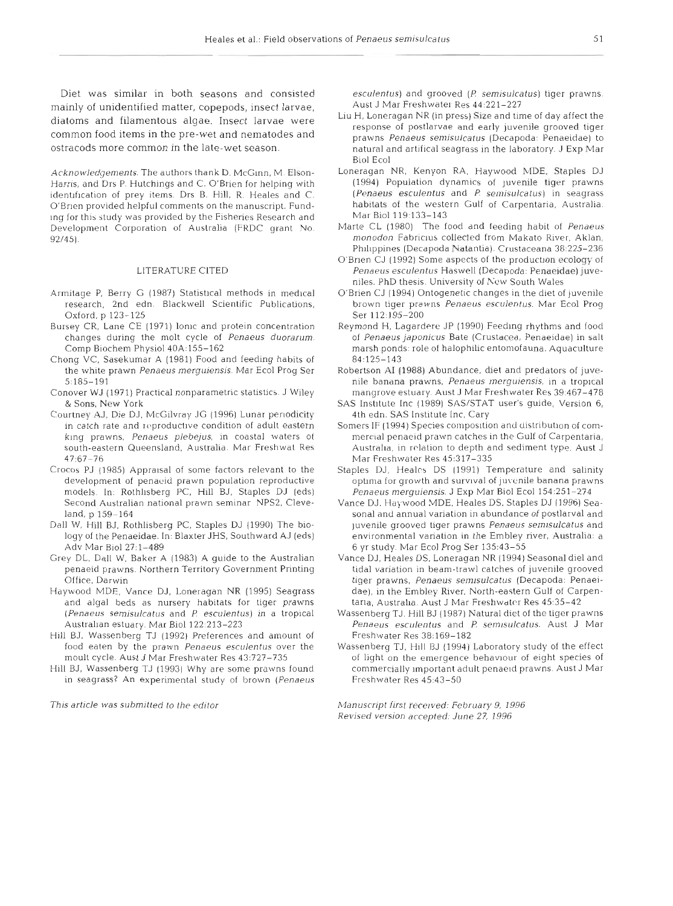Diet was similar in both seasons and consisted mainly of unidentified matter, copepods, insect larvae, diatoms and filamentous algae. Insect larvae were common food items in the pre-wet and nematodes and ostracods more common in the late-wet season.

*Acknowledgements.* The authors thank D. McGinn, M. Elson-Harris, and Drs P. Hutchings and C. O'Brien for helping with identification of prey items. Drs B. Hill, R. Heales and C. O'Brien provided helpful comments on the manuscript. Funding for this study was provided by the Fisheries Research and Development Corporation of Australia (FRDC grant No. 92/45).

## LITERATURE CITED

Armitage P, Berry G (1987) Statistical methods in medical research, 2nd edn. Blackwell Scientific Publications, Oxford, p 123–125

Bursey CR, Lane CE (1971) Ionic and protein concentration changes during the molt cycle of *Penaeus duorarum*. Comp Biochem Physiol 40A:155–162

Chong VC, Sasekumar A (1981) Food and feeding habits of the white prawn *Penaeus merguiensis*. Mar Ecol Prog Ser 5:185–191

Conover WJ (1971) Practical nonparametric statistics. J Wiley & Sons, New York

Courtney AJ, Die DJ, McGilvray JG (1996) Lunar periodicity in catch rate and reproductive condition of adult eastern king prawns, *Penaeus plebejus*, in coastal waters of south-eastern Queensland, Australia. Mar Freshwat Res 47:67–76

Crocos PJ (1985) Appraisal of some factors relevant to the development of penaeid prawn population reproductive models. In: Rothlisberg PC, Hill BJ, Staples DJ (eds) Second Australian national prawn seminar NPS2, Cleveland, p 159–164

Dall W, Hill BJ, Rothlisberg PC, Staples DJ (1990) The biology of the Penaeidae. In: Blaxter JHS, Southward AJ (eds) Adv Mar Biol 27:1–489

Grey DL, Dall W, Baker A (1983) A guide to the Australian penaeid prawns. Northern Territory Government Printing Office, Darwin

Haywood MDE, Vance DJ, Loneragan NR (1995) Seagrass and algal beds as nursery habitats for tiger prawns (*Penaeus semisulcatus* and *P. esculentus*) in a tropical Australian estuary. Mar Biol 122:213–223

Hill BJ, Wassenberg TJ (1992) Preferences and amount of food eaten by the prawn *Penaeus esculentus* over the moult cycle. Aust J Mar Freshwater Res 43:727–735

Hill BJ, Wassenberg TJ (1993) Why are some prawns found in seagrass? An experimental study of brown (*Penaeus esculentus*) and grooved (*P. semisulcatus*) tiger prawns. Aust J Mar Freshwater Res 44:221–227

Liu H, Loneragan NR (in press) Size and time of day affect the response of postlarvae and early juvenile grooved tiger prawns *Penaeus semisulcatus* (Decapoda: Penaeidae) to natural and artifical seagrass in the laboratory. J Exp Mar Biol Ecol

Loneragan NR, Kenyon RA, Haywood MDE, Staples DJ (1994) Population dynamics of juvenile tiger prawns (*Penaeus esculentus* and *P. semisulcatus*) in seagrass habitats of the western Gulf of Carpentaria, Australia. Mar Biol 119:133–143

Marte CL (1980) The food and feeding habit of *Penaeus monodon* Fabricius collected from Makato River, Aklan, Philippines (Decapoda Natantia). Crustaceana 38:225–236

O'Brien CJ (1992) Some aspects of the production ecology of *Penaeus esculentus* Haswell (Decapoda: Penaeidae) juveniles. PhD thesis. University of New South Wales

O'Brien CJ (1994) Ontogenetic changes in the diet of juvenile brown tiger prawns *Penaeus esculentus*. Mar Ecol Prog Ser 112:195–200

Reymond H, Lagardere JP (1990) Feeding rhythms and food of *Penaeus japonicus* Bate (Crustacea, Penaeidae) in salt marsh ponds: role of halophilic entomofauna. Aquaculture 84:125–143

Robertson AI (1988) Abundance, diet and predators of juvenile banana prawns, *Penaeus merguiensis*, in a tropical mangrove estuary. Aust J Mar Freshwater Res 39:467–478

SAS Institute Inc (1989) SAS/STAT user's guide, Version 6, 4th edn. SAS Institute Inc, Cary

Somers IF (1994) Species composition and distribution of commercial penaeid prawn catches in the Gulf of Carpentaria, Australia, in relation to depth and sediment type. Aust J Mar Freshwater Res 45:317–335

Staples DJ, Heales DS (1991) Temperature and salinity optima for growth and survival of juvenile banana prawns *Penaeus merguiensis*. J Exp Mar Biol Ecol 154:251–274

Vance DJ, Haywood MDE, Heales DS, Staples DJ (1996) Seasonal and annual variation in abundance of postlarval and juvenile grooved tiger prawns *Penaeus semisulcatus* and environmental variation in the Embley river, Australia: a 6 yr study. Mar Ecol Prog Ser 135:43–55

Vance DJ, Heales DS, Loneragan NR (1994) Seasonal diel and tidal variation in beam-trawl catches of juvenile grooved tiger prawns, *Penaeus semisulcatus* (Decapoda: Penaeidae), in the Embley River, North-eastern Gulf of Carpentaria, Australia. Aust J Mar Freshwater Res 45:35–42

Wassenberg TJ, Hill BJ (1987) Natural diet of the tiger prawns *Penaeus esculentus* and *P. semisulcatus*. Aust J Mar Freshwater Res 38:169–182

Wassenberg TJ, Hill BJ (1994) Laboratory study of the effect of light on the emergence behaviour of eight species of commercially important adult penaeid prawns. Aust J Mar Freshwater Res 45:43–50

*This article was submitted to the editor*

*Manuscript first received: February 9, 1996*
*Revised version accepted: June 27, 1996*